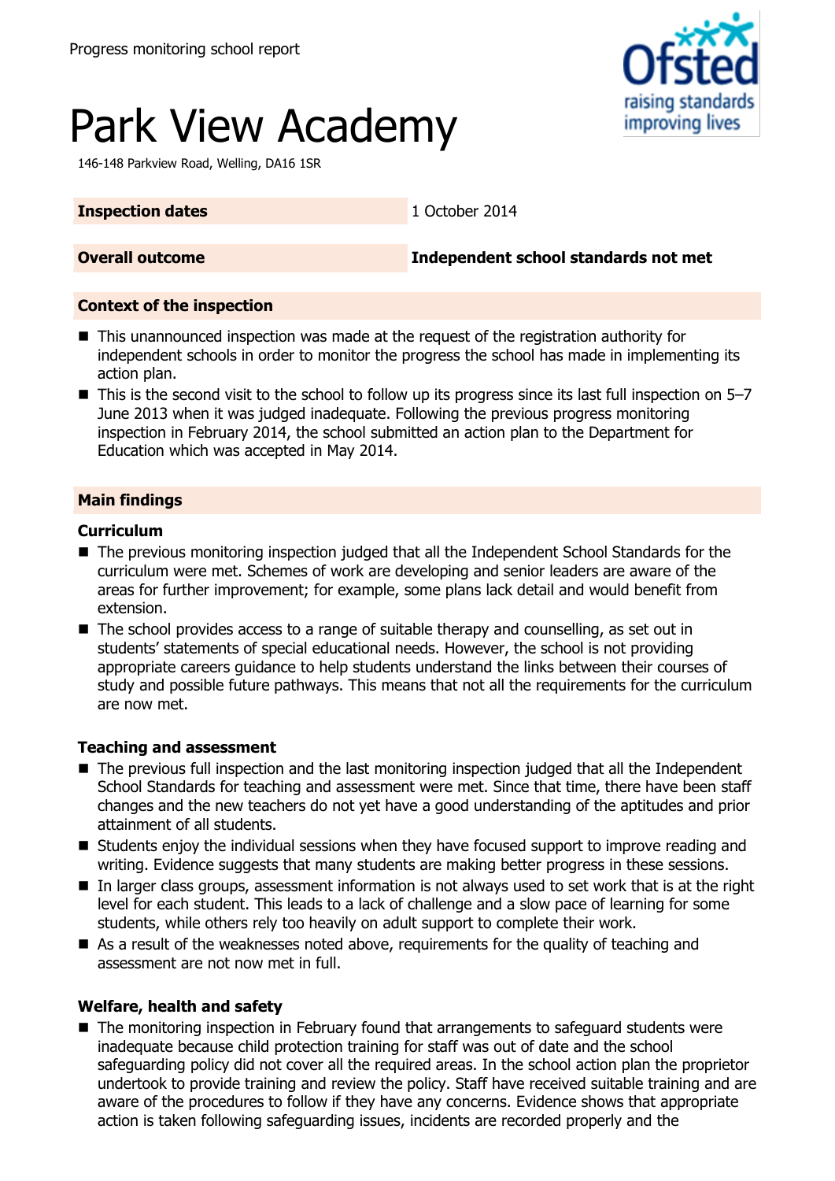Progress monitoring school report

# Park View Academy

146-148 Parkview Road, Welling, DA16 1SR

| | |
|---|---|
| **Inspection dates** | 1 October 2014 |
| **Overall outcome** | **Independent school standards not met** |

## Context of the inspection

- This unannounced inspection was made at the request of the registration authority for independent schools in order to monitor the progress the school has made in implementing its action plan.
- This is the second visit to the school to follow up its progress since its last full inspection on 5–7 June 2013 when it was judged inadequate. Following the previous progress monitoring inspection in February 2014, the school submitted an action plan to the Department for Education which was accepted in May 2014.

## Main findings

### Curriculum

- The previous monitoring inspection judged that all the Independent School Standards for the curriculum were met. Schemes of work are developing and senior leaders are aware of the areas for further improvement; for example, some plans lack detail and would benefit from extension.
- The school provides access to a range of suitable therapy and counselling, as set out in students' statements of special educational needs. However, the school is not providing appropriate careers guidance to help students understand the links between their courses of study and possible future pathways. This means that not all the requirements for the curriculum are now met.

### Teaching and assessment

- The previous full inspection and the last monitoring inspection judged that all the Independent School Standards for teaching and assessment were met. Since that time, there have been staff changes and the new teachers do not yet have a good understanding of the aptitudes and prior attainment of all students.
- Students enjoy the individual sessions when they have focused support to improve reading and writing. Evidence suggests that many students are making better progress in these sessions.
- In larger class groups, assessment information is not always used to set work that is at the right level for each student. This leads to a lack of challenge and a slow pace of learning for some students, while others rely too heavily on adult support to complete their work.
- As a result of the weaknesses noted above, requirements for the quality of teaching and assessment are not now met in full.

### Welfare, health and safety

- The monitoring inspection in February found that arrangements to safeguard students were inadequate because child protection training for staff was out of date and the school safeguarding policy did not cover all the required areas. In the school action plan the proprietor undertook to provide training and review the policy. Staff have received suitable training and are aware of the procedures to follow if they have any concerns. Evidence shows that appropriate action is taken following safeguarding issues, incidents are recorded properly and the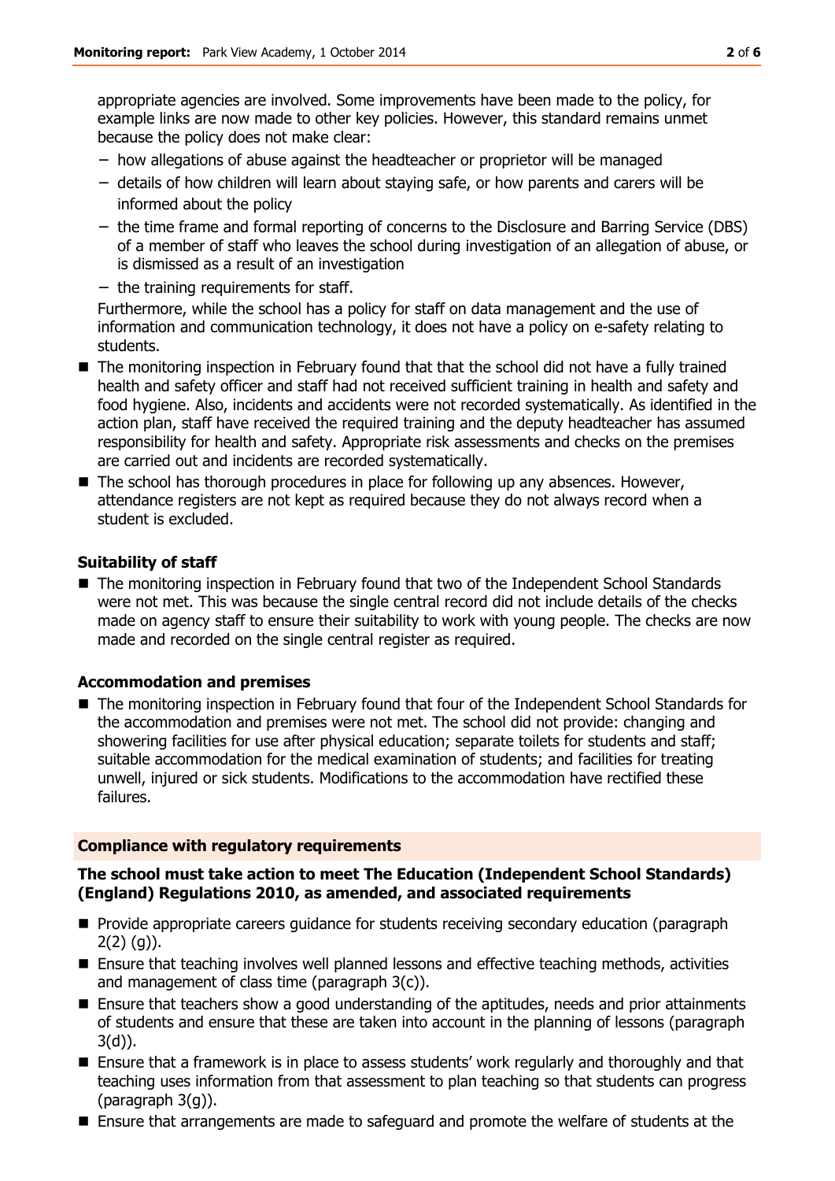appropriate agencies are involved. Some improvements have been made to the policy, for example links are now made to other key policies. However, this standard remains unmet because the policy does not make clear:

- how allegations of abuse against the headteacher or proprietor will be managed
- details of how children will learn about staying safe, or how parents and carers will be informed about the policy
- the time frame and formal reporting of concerns to the Disclosure and Barring Service (DBS) of a member of staff who leaves the school during investigation of an allegation of abuse, or is dismissed as a result of an investigation
- the training requirements for staff.

Furthermore, while the school has a policy for staff on data management and the use of information and communication technology, it does not have a policy on e-safety relating to students.

- The monitoring inspection in February found that that the school did not have a fully trained health and safety officer and staff had not received sufficient training in health and safety and food hygiene. Also, incidents and accidents were not recorded systematically. As identified in the action plan, staff have received the required training and the deputy headteacher has assumed responsibility for health and safety. Appropriate risk assessments and checks on the premises are carried out and incidents are recorded systematically.
- The school has thorough procedures in place for following up any absences. However, attendance registers are not kept as required because they do not always record when a student is excluded.

### Suitability of staff

- The monitoring inspection in February found that two of the Independent School Standards were not met. This was because the single central record did not include details of the checks made on agency staff to ensure their suitability to work with young people. The checks are now made and recorded on the single central register as required.

### Accommodation and premises

- The monitoring inspection in February found that four of the Independent School Standards for the accommodation and premises were not met. The school did not provide: changing and showering facilities for use after physical education; separate toilets for students and staff; suitable accommodation for the medical examination of students; and facilities for treating unwell, injured or sick students. Modifications to the accommodation have rectified these failures.

## Compliance with regulatory requirements

### The school must take action to meet The Education (Independent School Standards) (England) Regulations 2010, as amended, and associated requirements

- Provide appropriate careers guidance for students receiving secondary education (paragraph 2(2) (g)).
- Ensure that teaching involves well planned lessons and effective teaching methods, activities and management of class time (paragraph 3(c)).
- Ensure that teachers show a good understanding of the aptitudes, needs and prior attainments of students and ensure that these are taken into account in the planning of lessons (paragraph 3(d)).
- Ensure that a framework is in place to assess students' work regularly and thoroughly and that teaching uses information from that assessment to plan teaching so that students can progress (paragraph 3(g)).
- Ensure that arrangements are made to safeguard and promote the welfare of students at the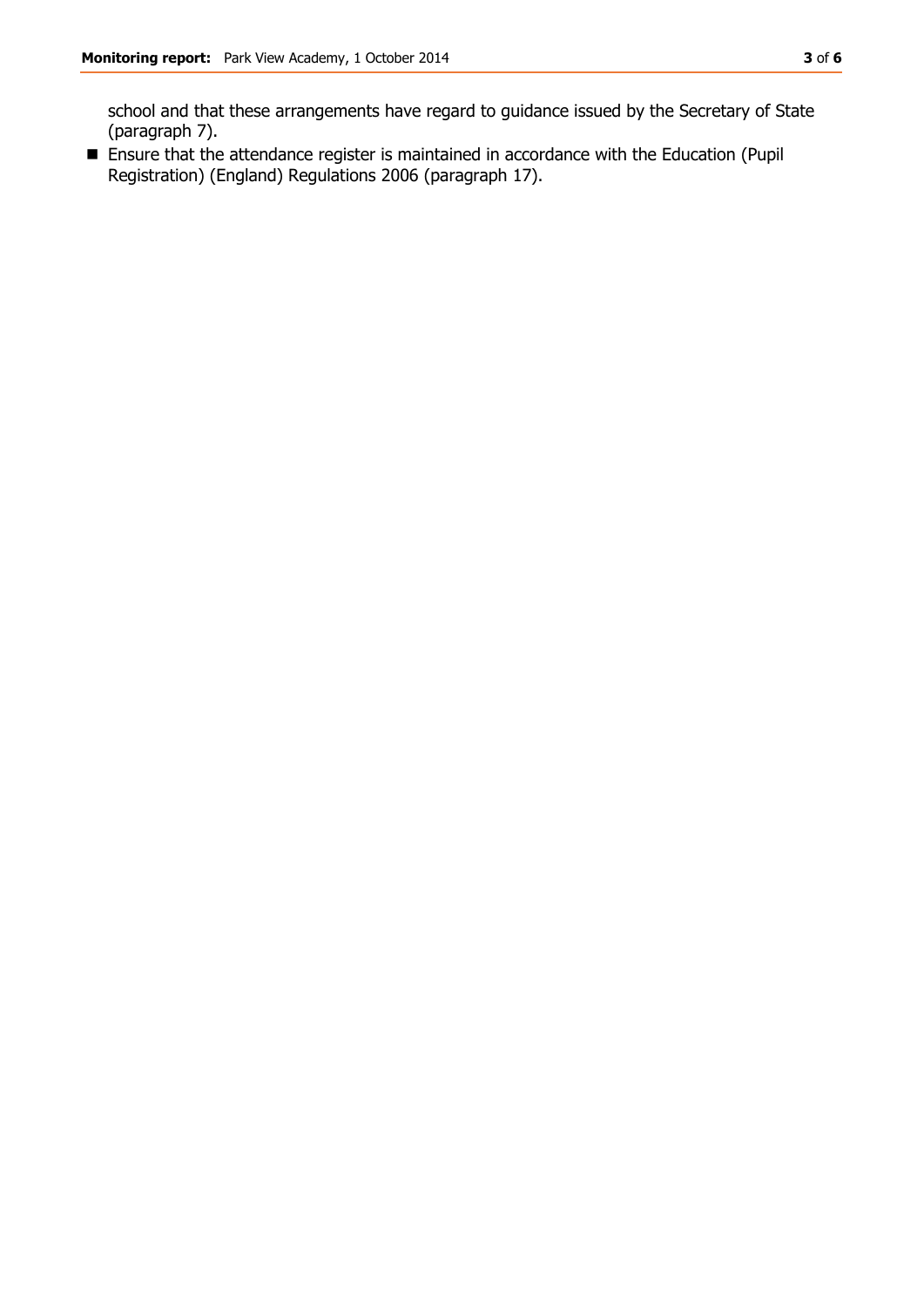school and that these arrangements have regard to guidance issued by the Secretary of State (paragraph 7).

- Ensure that the attendance register is maintained in accordance with the Education (Pupil Registration) (England) Regulations 2006 (paragraph 17).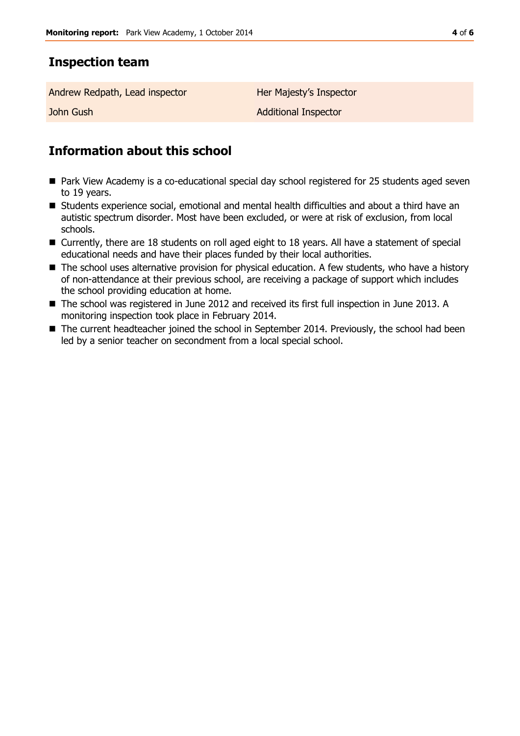## Inspection team

| | |
|---|---|
| Andrew Redpath, Lead inspector | Her Majesty's Inspector |
| John Gush | Additional Inspector |

## Information about this school

- Park View Academy is a co-educational special day school registered for 25 students aged seven to 19 years.
- Students experience social, emotional and mental health difficulties and about a third have an autistic spectrum disorder. Most have been excluded, or were at risk of exclusion, from local schools.
- Currently, there are 18 students on roll aged eight to 18 years. All have a statement of special educational needs and have their places funded by their local authorities.
- The school uses alternative provision for physical education. A few students, who have a history of non-attendance at their previous school, are receiving a package of support which includes the school providing education at home.
- The school was registered in June 2012 and received its first full inspection in June 2013. A monitoring inspection took place in February 2014.
- The current headteacher joined the school in September 2014. Previously, the school had been led by a senior teacher on secondment from a local special school.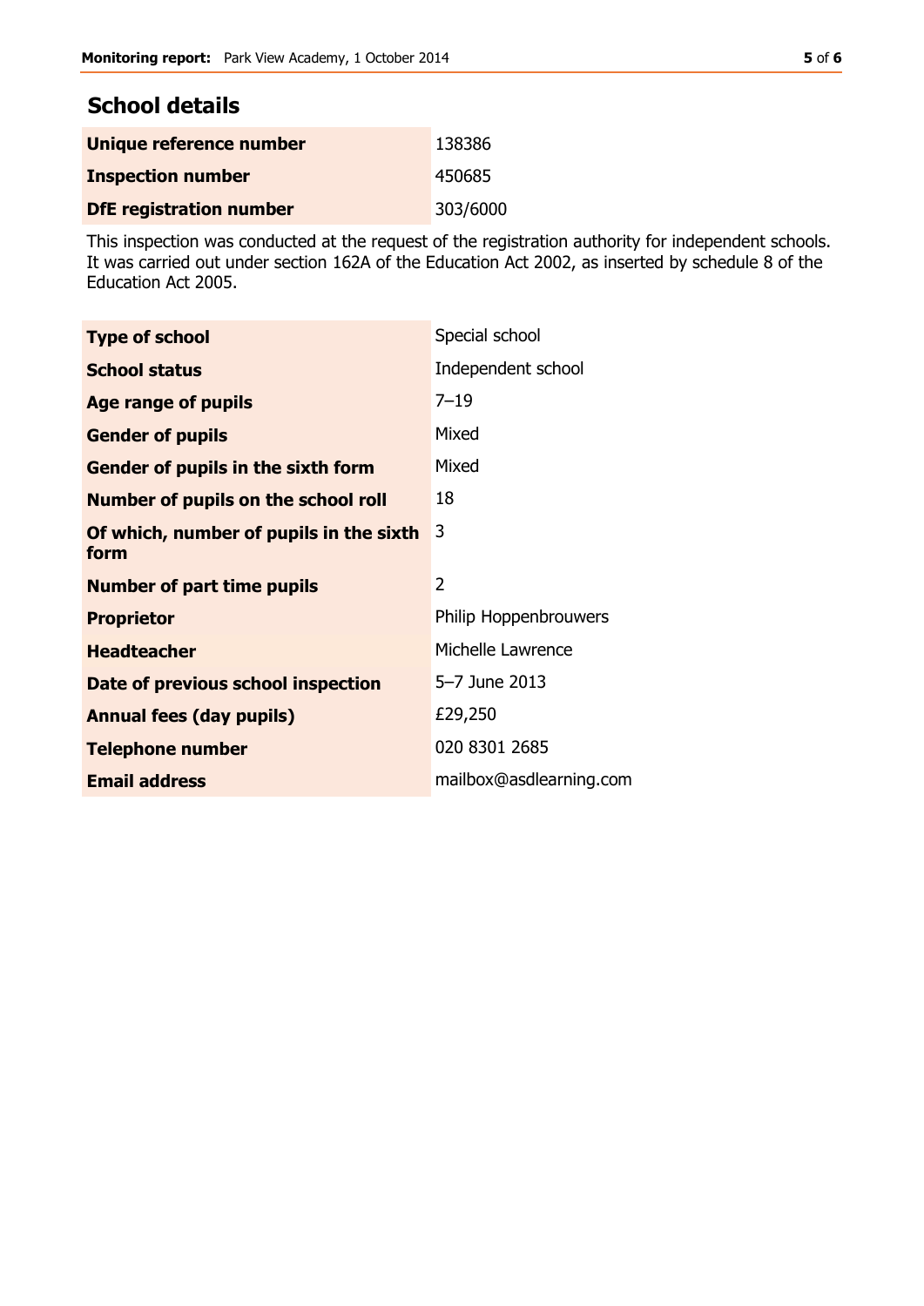## School details

| | |
|---|---|
| **Unique reference number** | 138386 |
| **Inspection number** | 450685 |
| **DfE registration number** | 303/6000 |

This inspection was conducted at the request of the registration authority for independent schools. It was carried out under section 162A of the Education Act 2002, as inserted by schedule 8 of the Education Act 2005.

| | |
|---|---|
| **Type of school** | Special school |
| **School status** | Independent school |
| **Age range of pupils** | 7–19 |
| **Gender of pupils** | Mixed |
| **Gender of pupils in the sixth form** | Mixed |
| **Number of pupils on the school roll** | 18 |
| **Of which, number of pupils in the sixth form** | 3 |
| **Number of part time pupils** | 2 |
| **Proprietor** | Philip Hoppenbrouwers |
| **Headteacher** | Michelle Lawrence |
| **Date of previous school inspection** | 5–7 June 2013 |
| **Annual fees (day pupils)** | £29,250 |
| **Telephone number** | 020 8301 2685 |
| **Email address** | mailbox@asdlearning.com |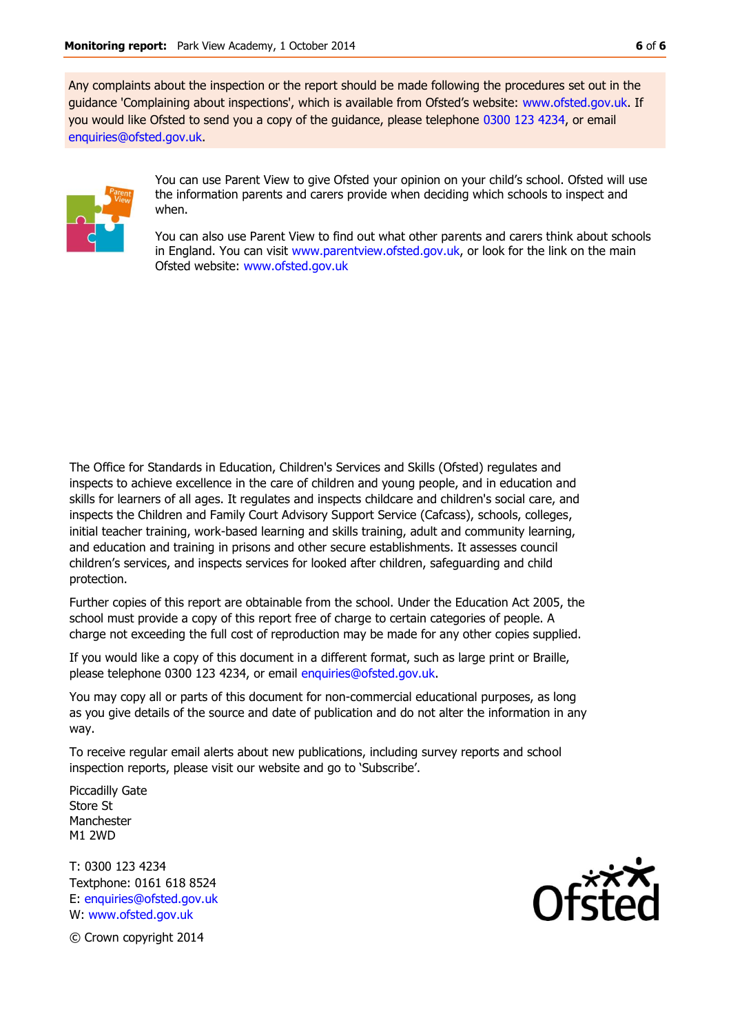Any complaints about the inspection or the report should be made following the procedures set out in the guidance 'Complaining about inspections', which is available from Ofsted's website: www.ofsted.gov.uk. If you would like Ofsted to send you a copy of the guidance, please telephone 0300 123 4234, or email enquiries@ofsted.gov.uk.

You can use Parent View to give Ofsted your opinion on your child's school. Ofsted will use the information parents and carers provide when deciding which schools to inspect and when.

You can also use Parent View to find out what other parents and carers think about schools in England. You can visit www.parentview.ofsted.gov.uk, or look for the link on the main Ofsted website: www.ofsted.gov.uk

The Office for Standards in Education, Children's Services and Skills (Ofsted) regulates and inspects to achieve excellence in the care of children and young people, and in education and skills for learners of all ages. It regulates and inspects childcare and children's social care, and inspects the Children and Family Court Advisory Support Service (Cafcass), schools, colleges, initial teacher training, work-based learning and skills training, adult and community learning, and education and training in prisons and other secure establishments. It assesses council children's services, and inspects services for looked after children, safeguarding and child protection.

Further copies of this report are obtainable from the school. Under the Education Act 2005, the school must provide a copy of this report free of charge to certain categories of people. A charge not exceeding the full cost of reproduction may be made for any other copies supplied.

If you would like a copy of this document in a different format, such as large print or Braille, please telephone 0300 123 4234, or email enquiries@ofsted.gov.uk.

You may copy all or parts of this document for non-commercial educational purposes, as long as you give details of the source and date of publication and do not alter the information in any way.

To receive regular email alerts about new publications, including survey reports and school inspection reports, please visit our website and go to 'Subscribe'.

Piccadilly Gate
Store St
Manchester
M1 2WD

T: 0300 123 4234
Textphone: 0161 618 8524
E: enquiries@ofsted.gov.uk
W: www.ofsted.gov.uk

© Crown copyright 2014